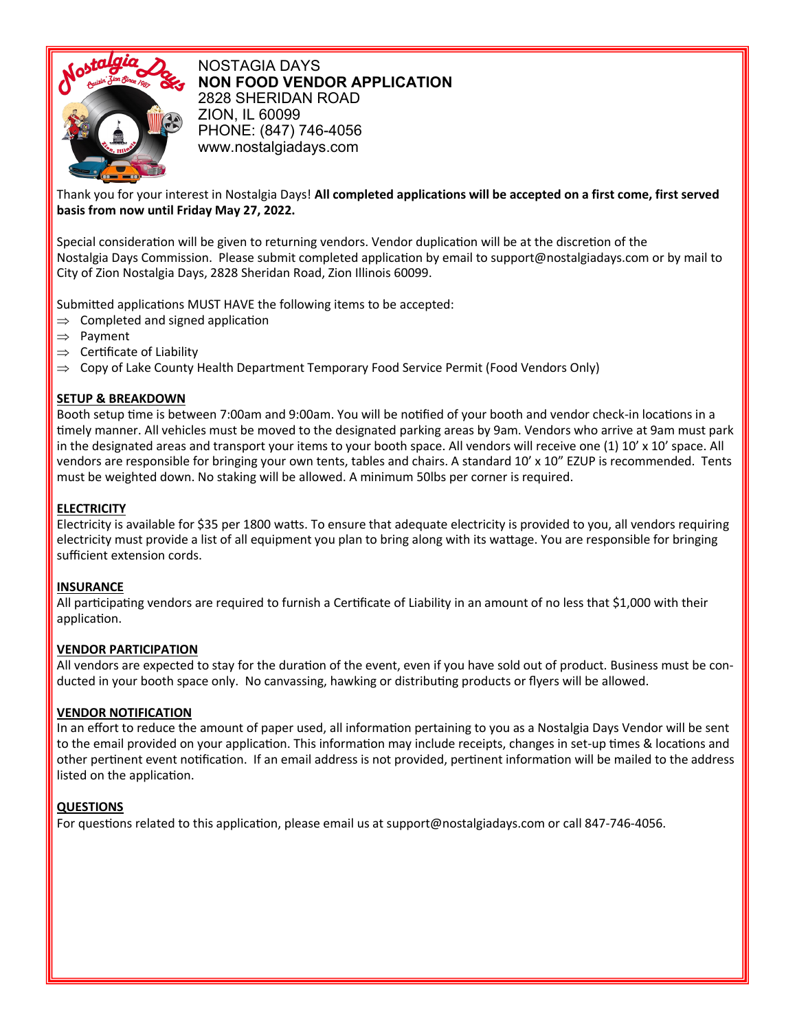NOSTAGIA DAYS
**NON FOOD VENDOR APPLICATION**
2828 SHERIDAN ROAD
ZION, IL 60099
PHONE: (847) 746-4056
www.nostalgiadays.com

Thank you for your interest in Nostalgia Days! **All completed applications will be accepted on a first come, first served basis from now until Friday May 27, 2022.**

Special consideration will be given to returning vendors. Vendor duplication will be at the discretion of the Nostalgia Days Commission. Please submit completed application by email to support@nostalgiadays.com or by mail to City of Zion Nostalgia Days, 2828 Sheridan Road, Zion Illinois 60099.

Submitted applications MUST HAVE the following items to be accepted:

- ⇒ Completed and signed application
- ⇒ Payment
- ⇒ Certificate of Liability
- ⇒ Copy of Lake County Health Department Temporary Food Service Permit (Food Vendors Only)

**SETUP & BREAKDOWN**

Booth setup time is between 7:00am and 9:00am. You will be notified of your booth and vendor check-in locations in a timely manner. All vehicles must be moved to the designated parking areas by 9am. Vendors who arrive at 9am must park in the designated areas and transport your items to your booth space. All vendors will receive one (1) 10' x 10' space. All vendors are responsible for bringing your own tents, tables and chairs. A standard 10' x 10" EZUP is recommended. Tents must be weighted down. No staking will be allowed. A minimum 50lbs per corner is required.

**ELECTRICITY**

Electricity is available for $35 per 1800 watts. To ensure that adequate electricity is provided to you, all vendors requiring electricity must provide a list of all equipment you plan to bring along with its wattage. You are responsible for bringing sufficient extension cords.

**INSURANCE**

All participating vendors are required to furnish a Certificate of Liability in an amount of no less that $1,000 with their application.

**VENDOR PARTICIPATION**

All vendors are expected to stay for the duration of the event, even if you have sold out of product. Business must be conducted in your booth space only. No canvassing, hawking or distributing products or flyers will be allowed.

**VENDOR NOTIFICATION**

In an effort to reduce the amount of paper used, all information pertaining to you as a Nostalgia Days Vendor will be sent to the email provided on your application. This information may include receipts, changes in set-up times & locations and other pertinent event notification. If an email address is not provided, pertinent information will be mailed to the address listed on the application.

**QUESTIONS**

For questions related to this application, please email us at support@nostalgiadays.com or call 847-746-4056.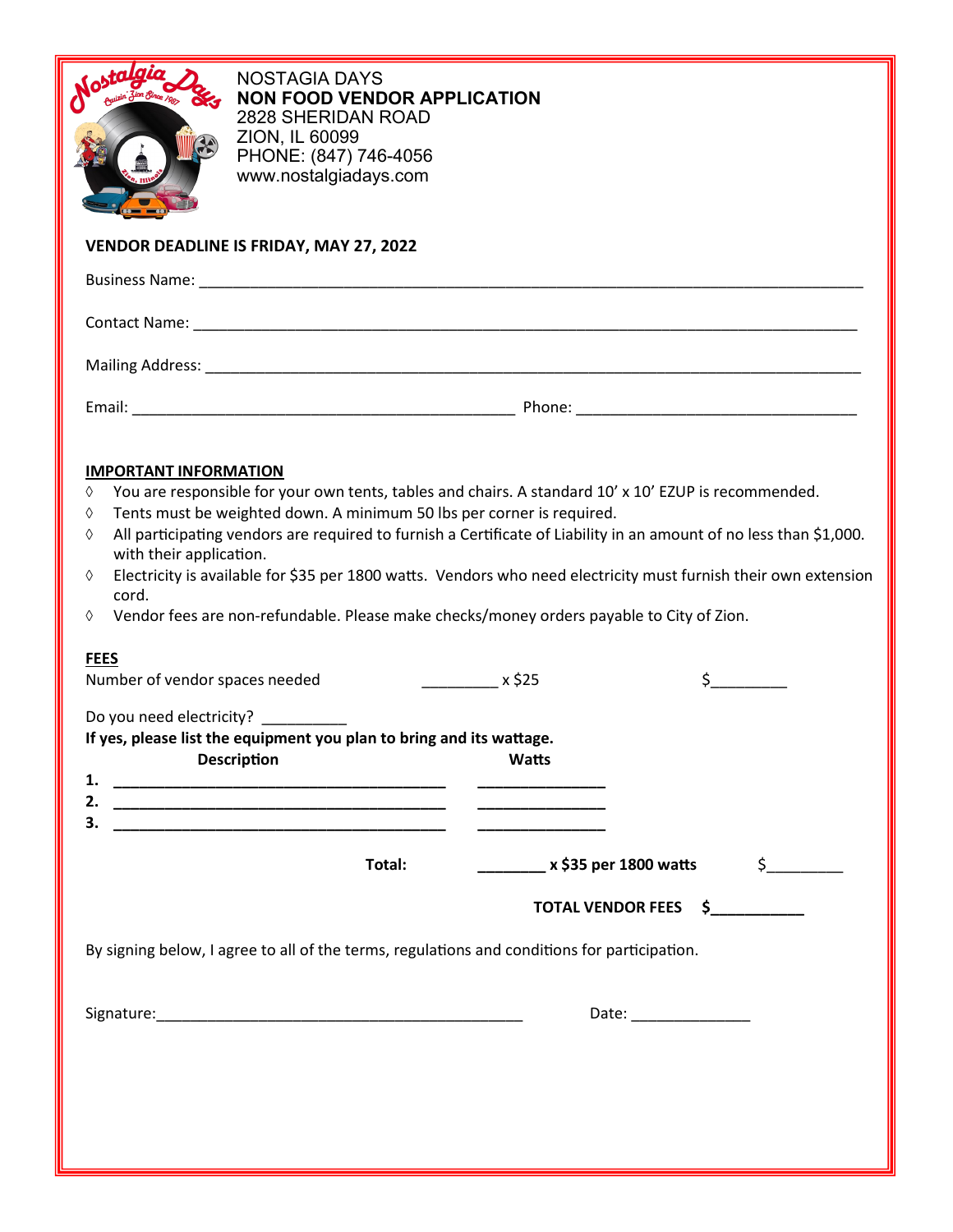NOSTAGIA DAYS

**NON FOOD VENDOR APPLICATION**

2828 SHERIDAN ROAD

ZION, IL 60099

PHONE: (847) 746-4056

www.nostalgiadays.com

**VENDOR DEADLINE IS FRIDAY, MAY 27, 2022**

Business Name: ___________________________________________

Contact Name: ___________________________________________

Mailing Address: ___________________________________________

Email: ___________________________ Phone: ______________________

**IMPORTANT INFORMATION**

- ◊ You are responsible for your own tents, tables and chairs. A standard 10' x 10' EZUP is recommended.
- ◊ Tents must be weighted down. A minimum 50 lbs per corner is required.
- ◊ All participating vendors are required to furnish a Certificate of Liability in an amount of no less than $1,000. with their application.
- ◊ Electricity is available for $35 per 1800 watts. Vendors who need electricity must furnish their own extension cord.
- ◊ Vendor fees are non-refundable. Please make checks/money orders payable to City of Zion.

**FEES**

Number of vendor spaces needed _________ x $25 $_________

Do you need electricity? __________

**If yes, please list the equipment you plan to bring and its wattage.**

| | Description | Watts |
|---|---|---|
| **1.** | ________________________ | ____________ |
| **2.** | ________________________ | ____________ |
| **3.** | ________________________ | ____________ |

**Total:** ________ **x $35 per 1800 watts** $_________

**TOTAL VENDOR FEES $__________**

By signing below, I agree to all of the terms, regulations and conditions for participation.

Signature:_________________________________ Date: ______________